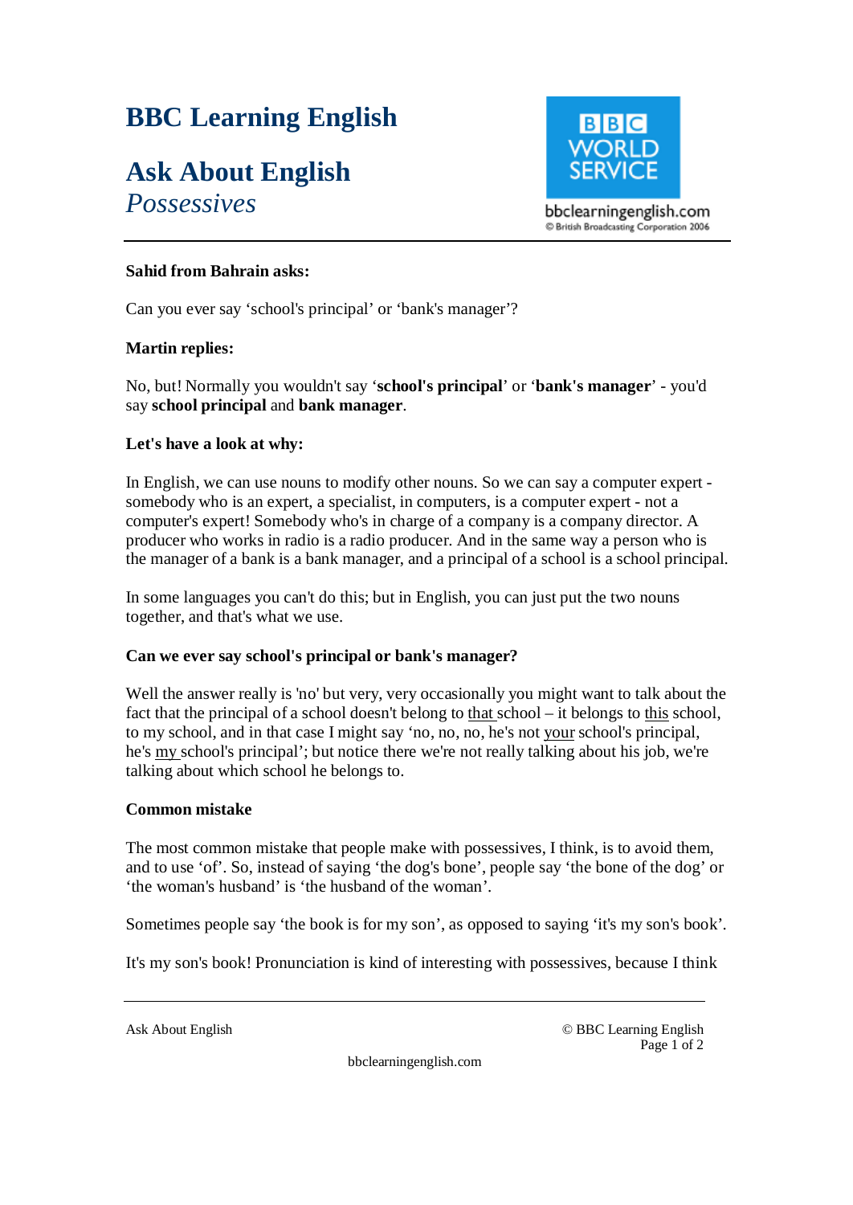# BBC Learning English

## Ask About English

*Possessives*

bbclearningenglish.com
© British Broadcasting Corporation 2006

**Sahid from Bahrain asks:**

Can you ever say 'school's principal' or 'bank's manager'?

**Martin replies:**

No, but! Normally you wouldn't say '**school's principal**' or '**bank's manager**' - you'd say **school principal** and **bank manager**.

**Let's have a look at why:**

In English, we can use nouns to modify other nouns. So we can say a computer expert - somebody who is an expert, a specialist, in computers, is a computer expert - not a computer's expert! Somebody who's in charge of a company is a company director. A producer who works in radio is a radio producer. And in the same way a person who is the manager of a bank is a bank manager, and a principal of a school is a school principal.

In some languages you can't do this; but in English, you can just put the two nouns together, and that's what we use.

**Can we ever say school's principal or bank's manager?**

Well the answer really is 'no' but very, very occasionally you might want to talk about the fact that the principal of a school doesn't belong to <u>that</u> school – it belongs to <u>this</u> school, to my school, and in that case I might say 'no, no, no, he's not <u>your</u> school's principal, he's <u>my</u> school's principal'; but notice there we're not really talking about his job, we're talking about which school he belongs to.

**Common mistake**

The most common mistake that people make with possessives, I think, is to avoid them, and to use 'of'. So, instead of saying 'the dog's bone', people say 'the bone of the dog' or 'the woman's husband' is 'the husband of the woman'.

Sometimes people say 'the book is for my son', as opposed to saying 'it's my son's book'.

It's my son's book! Pronunciation is kind of interesting with possessives, because I think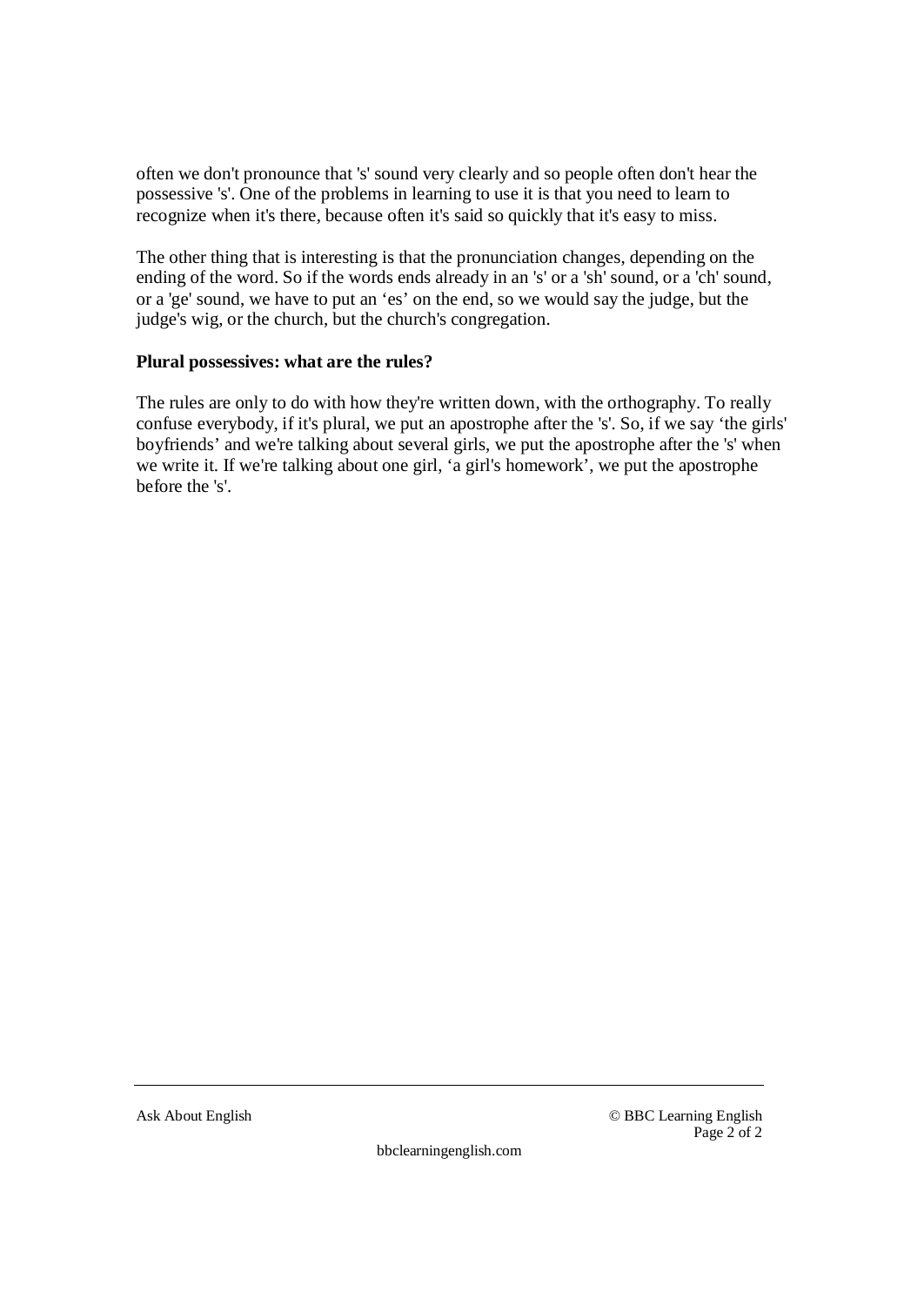often we don't pronounce that 's' sound very clearly and so people often don't hear the possessive 's'. One of the problems in learning to use it is that you need to learn to recognize when it's there, because often it's said so quickly that it's easy to miss.

The other thing that is interesting is that the pronunciation changes, depending on the ending of the word. So if the words ends already in an 's' or a 'sh' sound, or a 'ch' sound, or a 'ge' sound, we have to put an 'es' on the end, so we would say the judge, but the judge's wig, or the church, but the church's congregation.

**Plural possessives: what are the rules?**

The rules are only to do with how they're written down, with the orthography. To really confuse everybody, if it's plural, we put an apostrophe after the 's'. So, if we say 'the girls' boyfriends' and we're talking about several girls, we put the apostrophe after the 's' when we write it. If we're talking about one girl, 'a girl's homework', we put the apostrophe before the 's'.